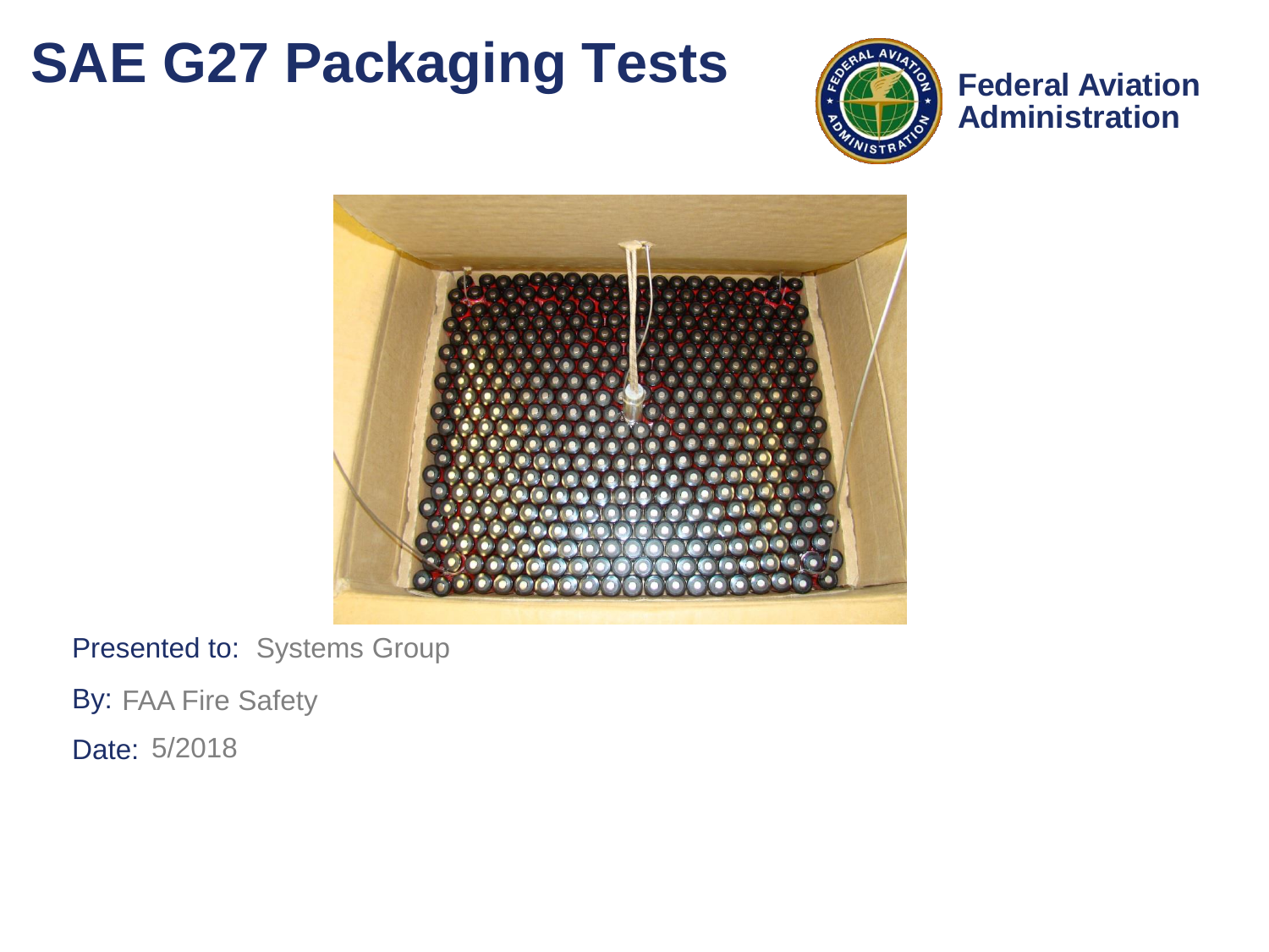# SAE G27 Packaging Tests

**Federal Aviation Administration**

Presented to: Systems Group

By: FAA Fire Safety

Date: 5/2018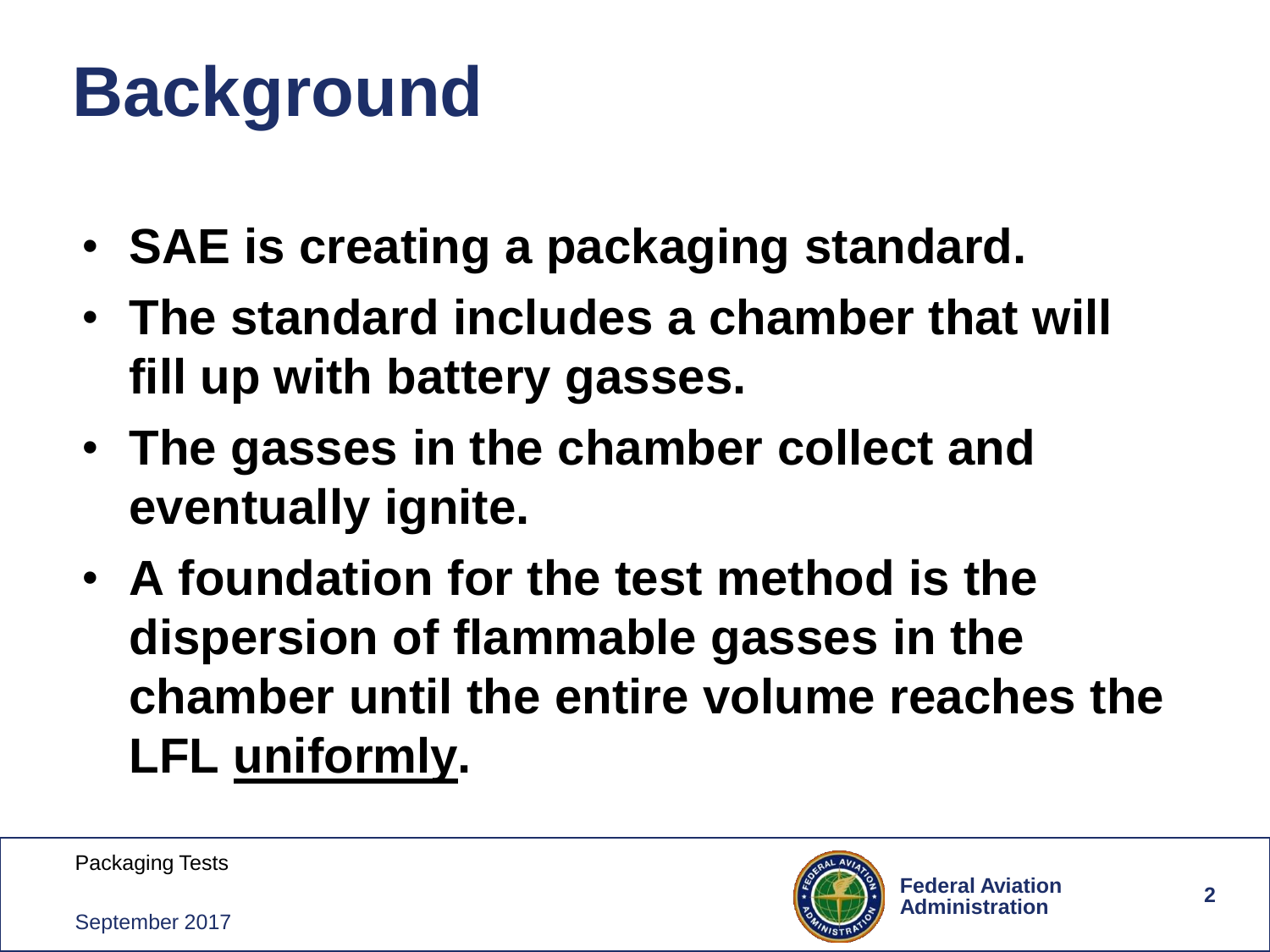# Background

- **SAE is creating a packaging standard.**
- **The standard includes a chamber that will fill up with battery gasses.**
- **The gasses in the chamber collect and eventually ignite.**
- **A foundation for the test method is the dispersion of flammable gasses in the chamber until the entire volume reaches the LFL <u>uniformly</u>.**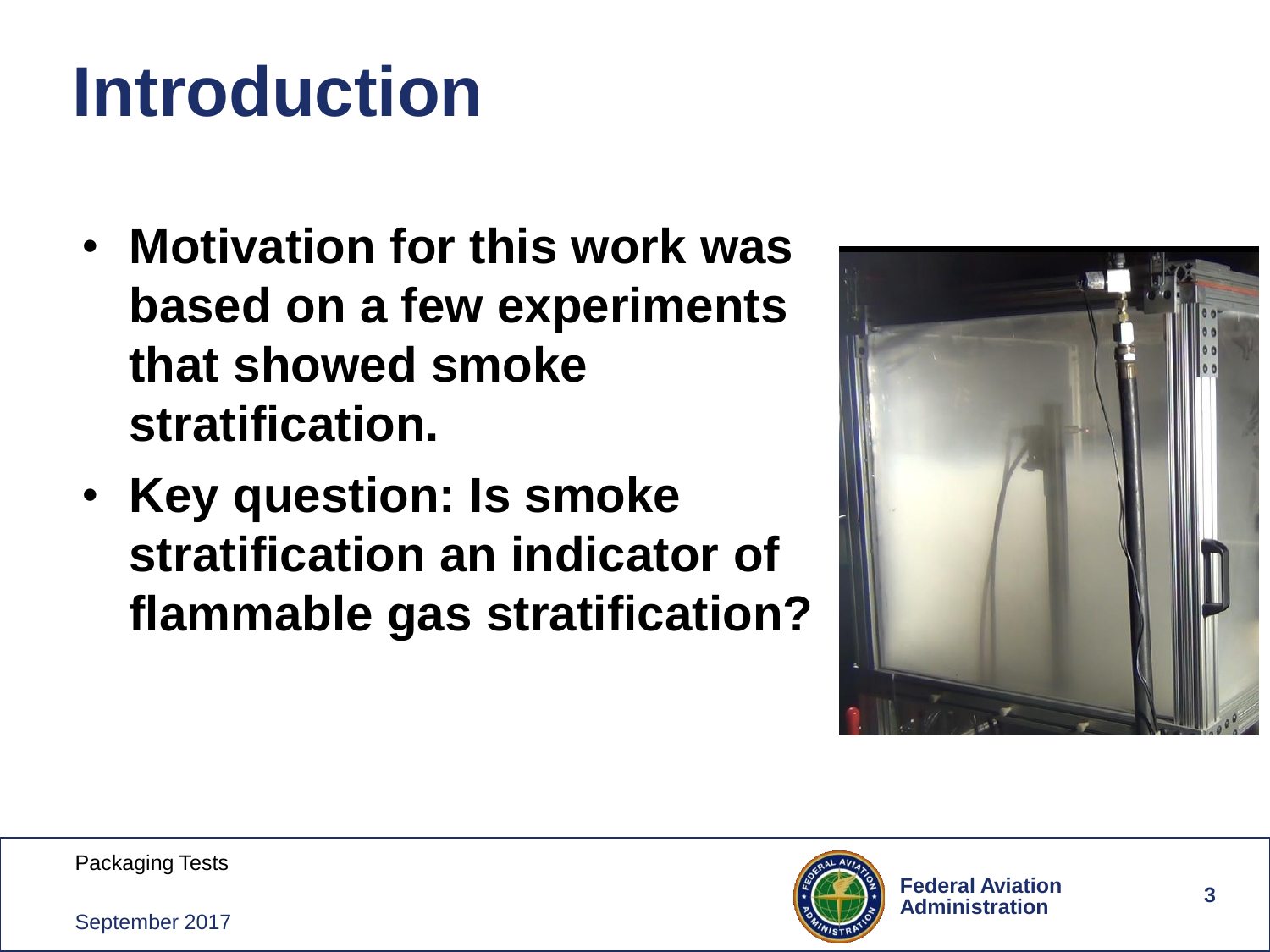# Introduction

- **Motivation for this work was based on a few experiments that showed smoke stratification.**
- **Key question: Is smoke stratification an indicator of flammable gas stratification?**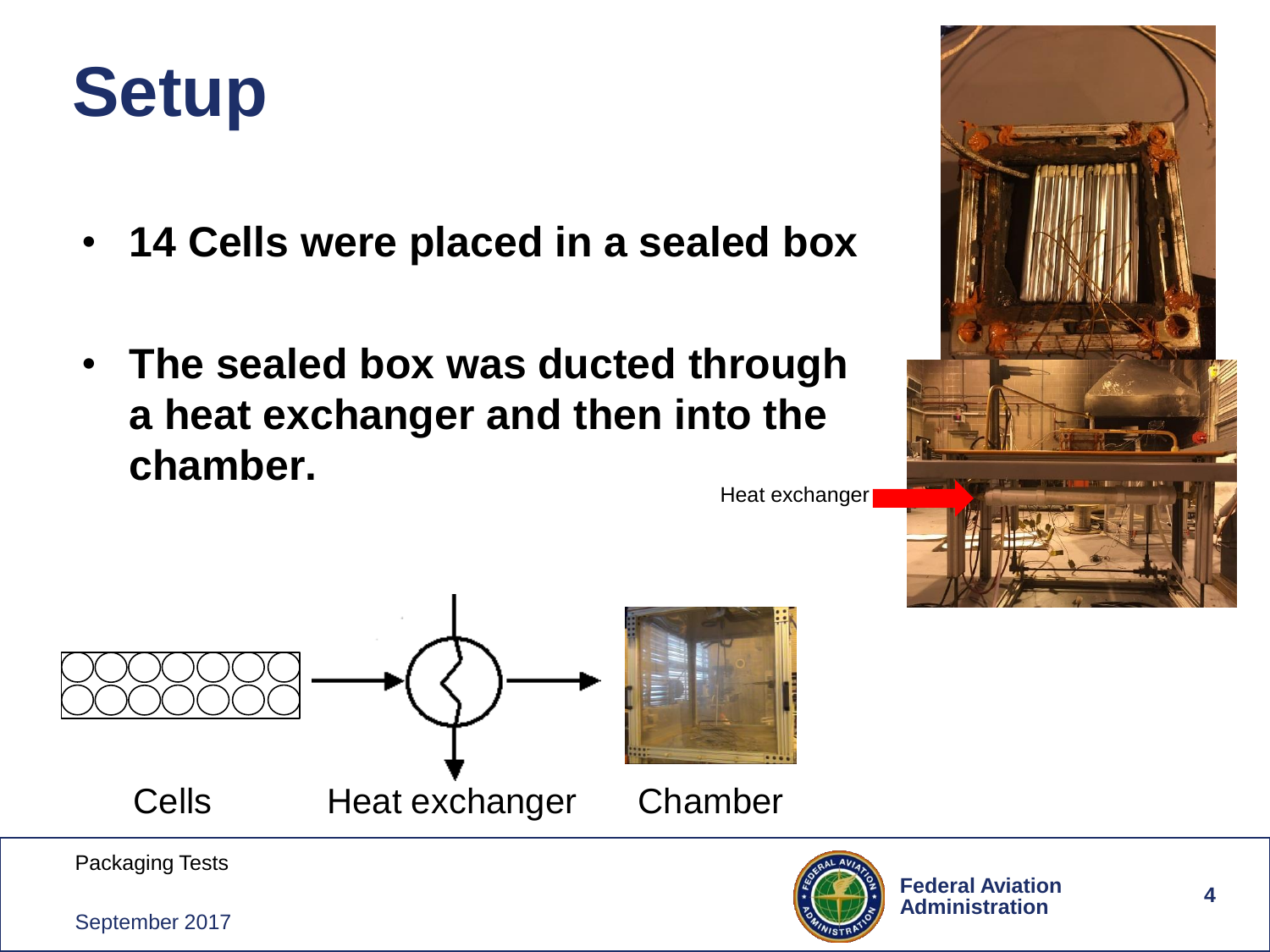# Setup

- **14 Cells were placed in a sealed box**
- **The sealed box was ducted through a heat exchanger and then into the chamber.**

Heat exchanger

Cells Heat exchanger Chamber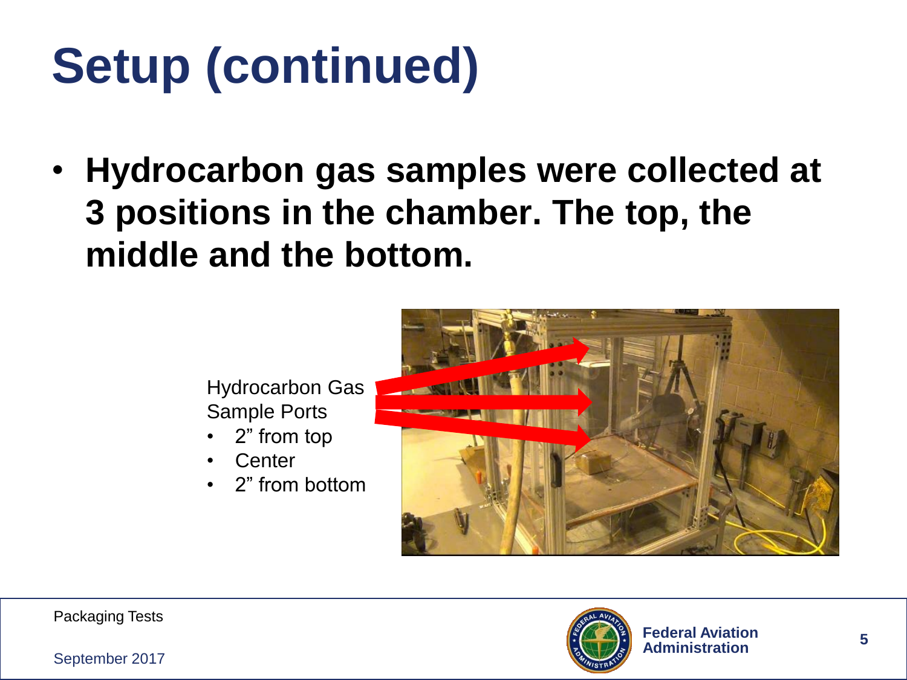# Setup (continued)

- **Hydrocarbon gas samples were collected at 3 positions in the chamber. The top, the middle and the bottom.**

Hydrocarbon Gas Sample Ports

- 2” from top
- Center
- 2” from bottom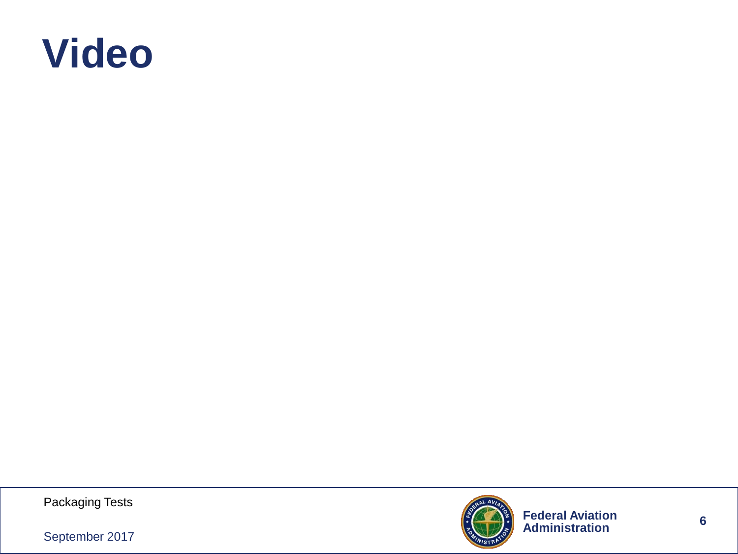# Video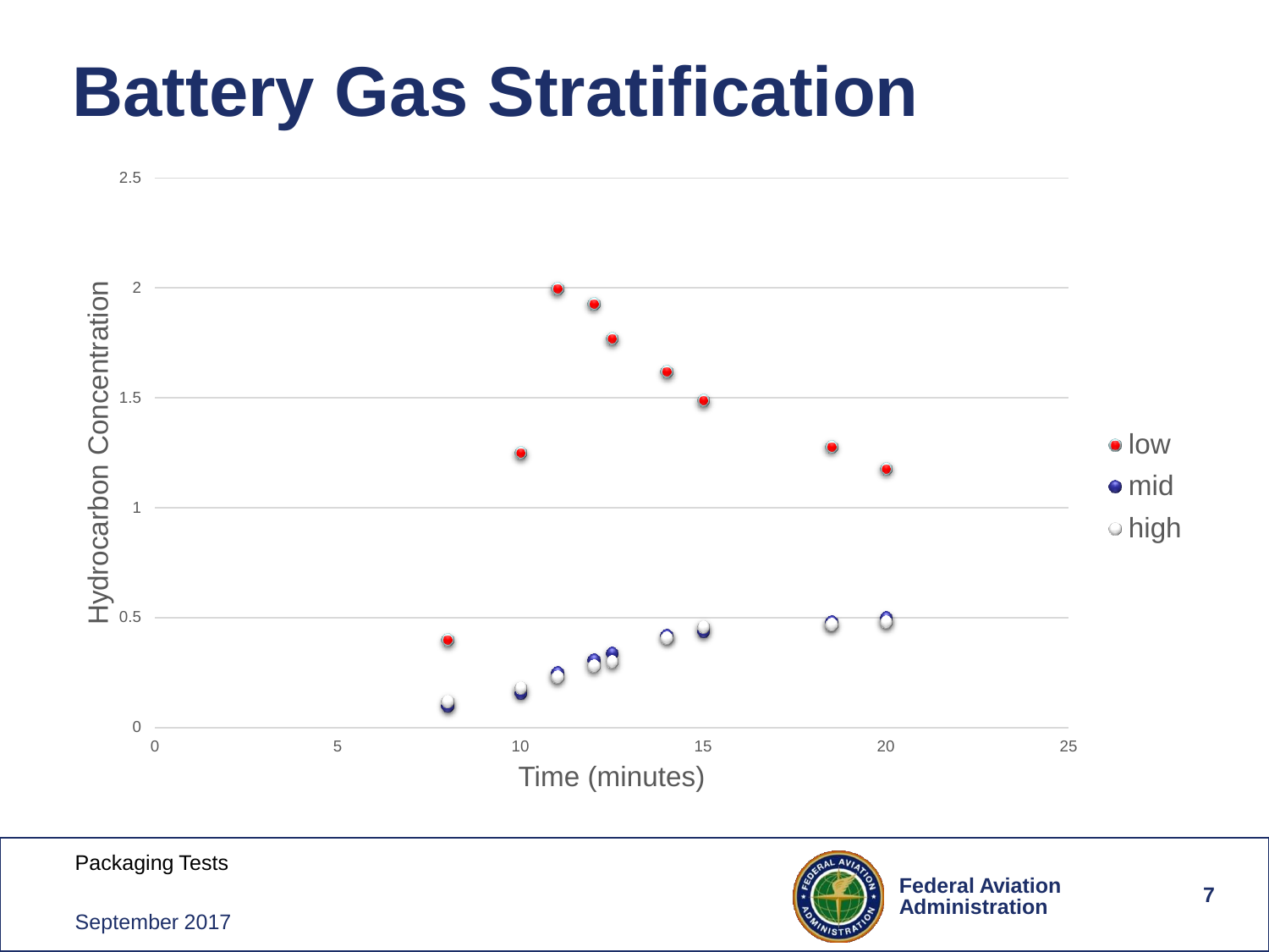# Battery Gas Stratification

Hydrocarbon Concentration

Time (minutes)

- low
- mid
- high

Packaging Tests

September 2017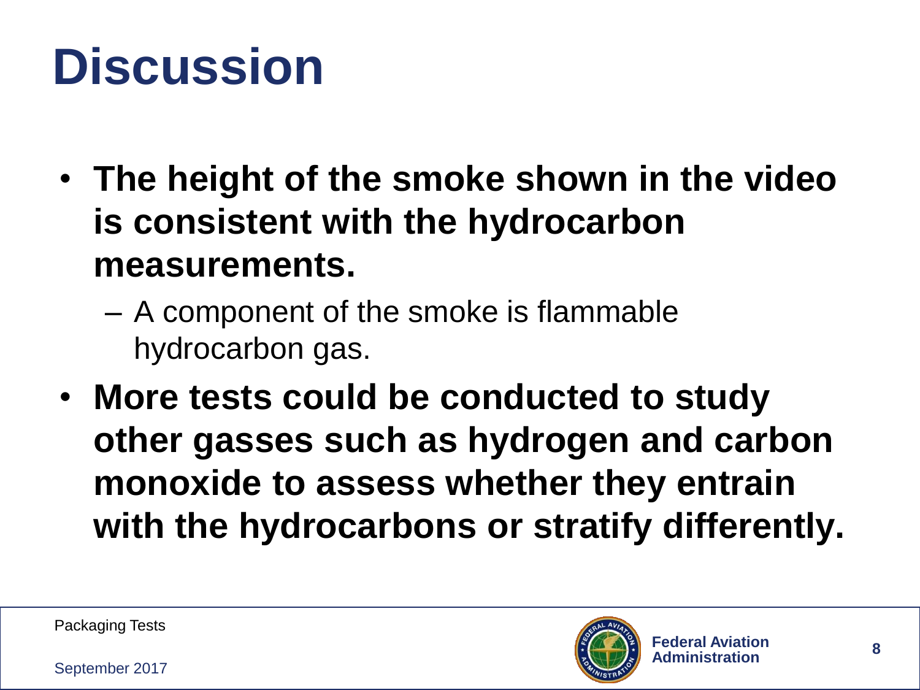# Discussion

- **The height of the smoke shown in the video is consistent with the hydrocarbon measurements.**
  - A component of the smoke is flammable hydrocarbon gas.
- **More tests could be conducted to study other gasses such as hydrogen and carbon monoxide to assess whether they entrain with the hydrocarbons or stratify differently.**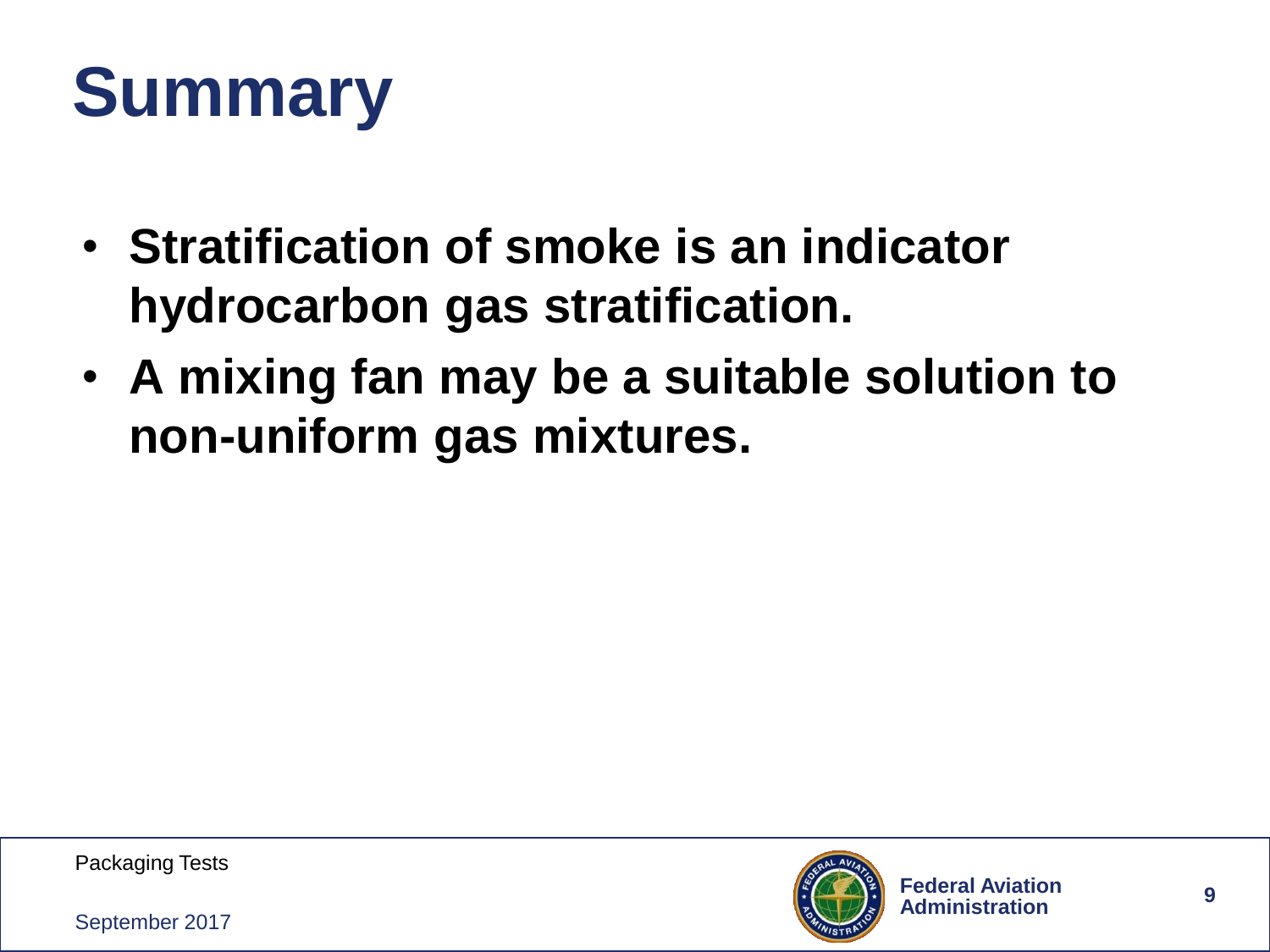# Summary

- **Stratification of smoke is an indicator hydrocarbon gas stratification.**
- **A mixing fan may be a suitable solution to non-uniform gas mixtures.**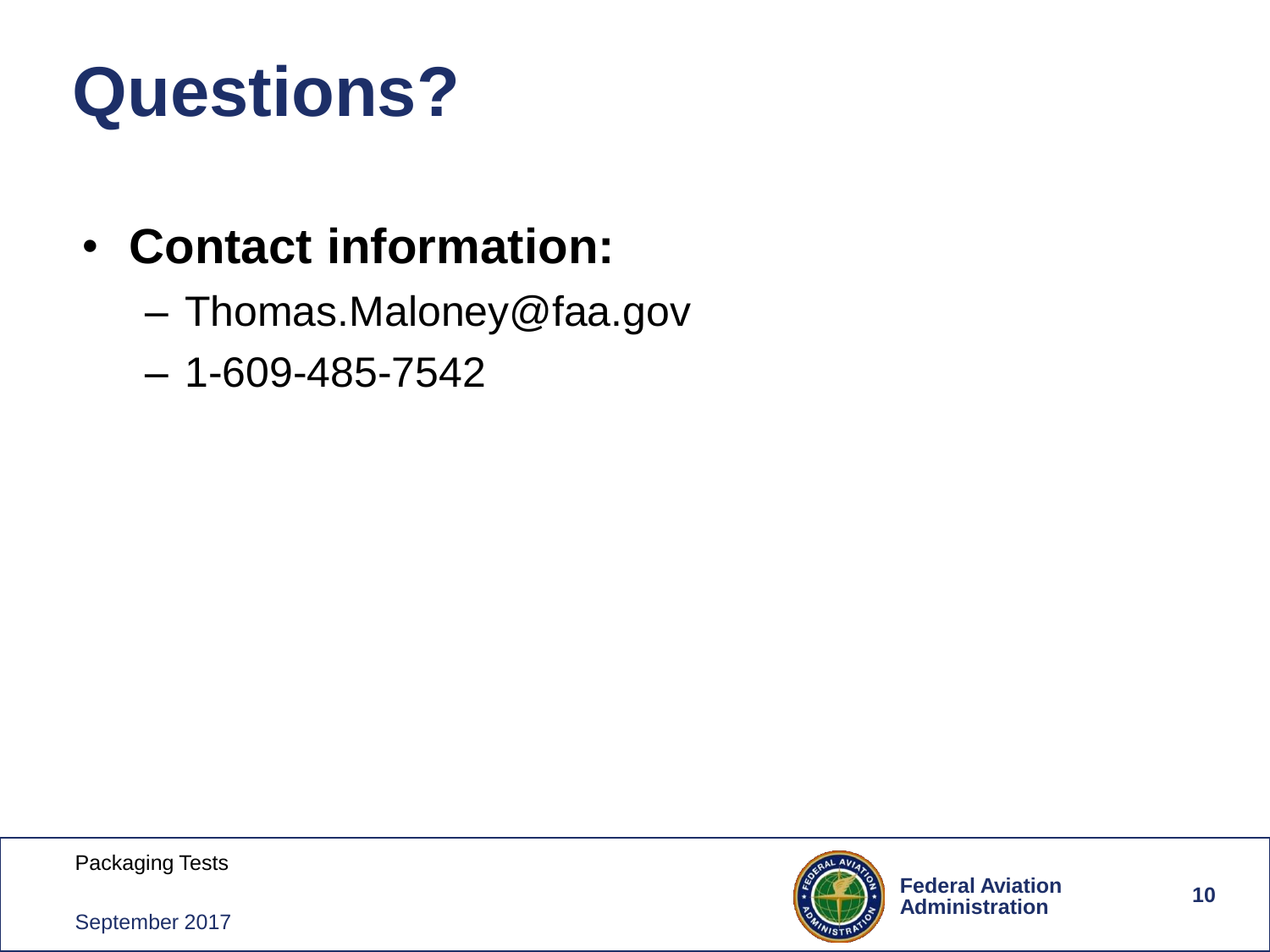# Questions?

- **Contact information:**
  - Thomas.Maloney@faa.gov
  - 1-609-485-7542